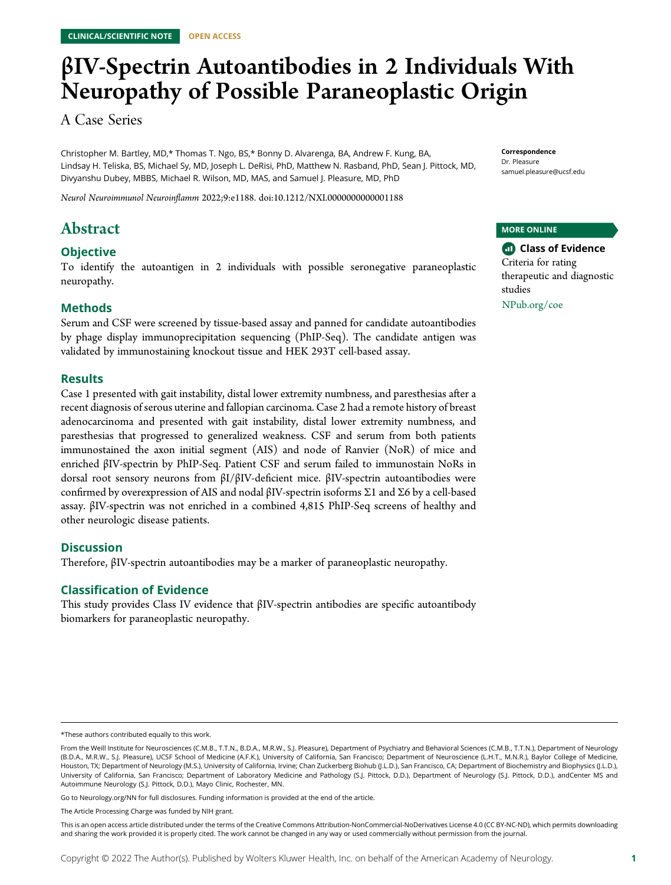CLINICAL/SCIENTIFIC NOTE OPEN ACCESS

# βIV-Spectrin Autoantibodies in 2 Individuals With Neuropathy of Possible Paraneoplastic Origin

A Case Series

Christopher M. Bartley, MD,* Thomas T. Ngo, BS,* Bonny D. Alvarenga, BA, Andrew F. Kung, BA, Lindsay H. Teliska, BS, Michael Sy, MD, Joseph L. DeRisi, PhD, Matthew N. Rasband, PhD, Sean J. Pittock, MD, Divyanshu Dubey, MBBS, Michael R. Wilson, MD, MAS, and Samuel J. Pleasure, MD, PhD

*Neurol Neuroimmunol Neuroinflamm* 2022;9:e1188. doi:10.1212/NXI.0000000000001188

**Correspondence**
Dr. Pleasure
samuel.pleasure@ucsf.edu

**MORE ONLINE**

**Class of Evidence**
Criteria for rating therapeutic and diagnostic studies
NPub.org/coe

## Abstract

### Objective

To identify the autoantigen in 2 individuals with possible seronegative paraneoplastic neuropathy.

### Methods

Serum and CSF were screened by tissue-based assay and panned for candidate autoantibodies by phage display immunoprecipitation sequencing (PhIP-Seq). The candidate antigen was validated by immunostaining knockout tissue and HEK 293T cell-based assay.

### Results

Case 1 presented with gait instability, distal lower extremity numbness, and paresthesias after a recent diagnosis of serous uterine and fallopian carcinoma. Case 2 had a remote history of breast adenocarcinoma and presented with gait instability, distal lower extremity numbness, and paresthesias that progressed to generalized weakness. CSF and serum from both patients immunostained the axon initial segment (AIS) and node of Ranvier (NoR) of mice and enriched βIV-spectrin by PhIP-Seq. Patient CSF and serum failed to immunostain NoRs in dorsal root sensory neurons from βI/βIV-deficient mice. βIV-spectrin autoantibodies were confirmed by overexpression of AIS and nodal βIV-spectrin isoforms Σ1 and Σ6 by a cell-based assay. βIV-spectrin was not enriched in a combined 4,815 PhIP-Seq screens of healthy and other neurologic disease patients.

### Discussion

Therefore, βIV-spectrin autoantibodies may be a marker of paraneoplastic neuropathy.

### Classification of Evidence

This study provides Class IV evidence that βIV-spectrin antibodies are specific autoantibody biomarkers for paraneoplastic neuropathy.

---

*These authors contributed equally to this work.

From the Weill Institute for Neurosciences (C.M.B., T.T.N., B.D.A., M.R.W., S.J. Pleasure), Department of Psychiatry and Behavioral Sciences (C.M.B., T.T.N.), Department of Neurology (B.D.A., M.R.W., S.J. Pleasure), UCSF School of Medicine (A.F.K.), University of California, San Francisco; Department of Neuroscience (L.H.T., M.N.R.), Baylor College of Medicine, Houston, TX; Department of Neurology (M.S.), University of California, Irvine; Chan Zuckerberg Biohub (J.L.D.), San Francisco, CA; Department of Biochemistry and Biophysics (J.L.D.), University of California, San Francisco; Department of Laboratory Medicine and Pathology (S.J. Pittock, D.D.), Department of Neurology (S.J. Pittock, D.D.), andCenter MS and Autoimmune Neurology (S.J. Pittock, D.D.), Mayo Clinic, Rochester, MN.

Go to Neurology.org/NN for full disclosures. Funding information is provided at the end of the article.

The Article Processing Charge was funded by NIH grant.

This is an open access article distributed under the terms of the Creative Commons Attribution-NonCommercial-NoDerivatives License 4.0 (CC BY-NC-ND), which permits downloading and sharing the work provided it is properly cited. The work cannot be changed in any way or used commercially without permission from the journal.

Copyright © 2022 The Author(s). Published by Wolters Kluwer Health, Inc. on behalf of the American Academy of Neurology.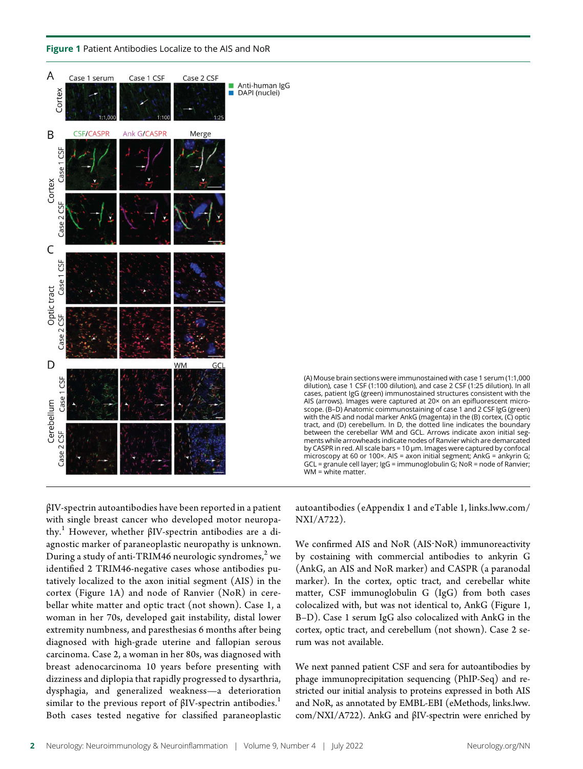**Figure 1** Patient Antibodies Localize to the AIS and NoR

(A) Mouse brain sections were immunostained with case 1 serum (1:1,000 dilution), case 1 CSF (1:100 dilution), and case 2 CSF (1:25 dilution). In all cases, patient IgG (green) immunostained structures consistent with the AIS (arrows). Images were captured at 20× on an epifluorescent microscope. (B–D) Anatomic coimmunostaining of case 1 and 2 CSF IgG (green) with the AIS and nodal marker AnkG (magenta) in the (B) cortex, (C) optic tract, and (D) cerebellum. In D, the dotted line indicates the boundary between the cerebellar WM and GCL. Arrows indicate axon initial segments while arrowheads indicate nodes of Ranvier which are demarcated by CASPR in red. All scale bars = 10 µm. Images were captured by confocal microscopy at 60 or 100×. AIS = axon initial segment; AnkG = ankyrin G; GCL = granule cell layer; IgG = immunoglobulin G; NoR = node of Ranvier; WM = white matter.

βIV-spectrin autoantibodies have been reported in a patient with single breast cancer who developed motor neuropathy.[1] However, whether βIV-spectrin antibodies are a diagnostic marker of paraneoplastic neuropathy is unknown. During a study of anti-TRIM46 neurologic syndromes,[2] we identified 2 TRIM46-negative cases whose antibodies putatively localized to the axon initial segment (AIS) in the cortex (Figure 1A) and node of Ranvier (NoR) in cerebellar white matter and optic tract (not shown). Case 1, a woman in her 70s, developed gait instability, distal lower extremity numbness, and paresthesias 6 months after being diagnosed with high-grade uterine and fallopian serous carcinoma. Case 2, a woman in her 80s, was diagnosed with breast adenocarcinoma 10 years before presenting with dizziness and diplopia that rapidly progressed to dysarthria, dysphagia, and generalized weakness—a deterioration similar to the previous report of βIV-spectrin antibodies.[1] Both cases tested negative for classified paraneoplastic autoantibodies (eAppendix 1 and eTable 1, links.lww.com/NXI/A722).

We confirmed AIS and NoR (AIS·NoR) immunoreactivity by costaining with commercial antibodies to ankyrin G (AnkG, an AIS and NoR marker) and CASPR (a paranodal marker). In the cortex, optic tract, and cerebellar white matter, CSF immunoglobulin G (IgG) from both cases colocalized with, but was not identical to, AnkG (Figure 1, B–D). Case 1 serum IgG also colocalized with AnkG in the cortex, optic tract, and cerebellum (not shown). Case 2 serum was not available.

We next panned patient CSF and sera for autoantibodies by phage immunoprecipitation sequencing (PhIP-Seq) and restricted our initial analysis to proteins expressed in both AIS and NoR, as annotated by EMBL-EBI (eMethods, links.lww.com/NXI/A722). AnkG and βIV-spectrin were enriched by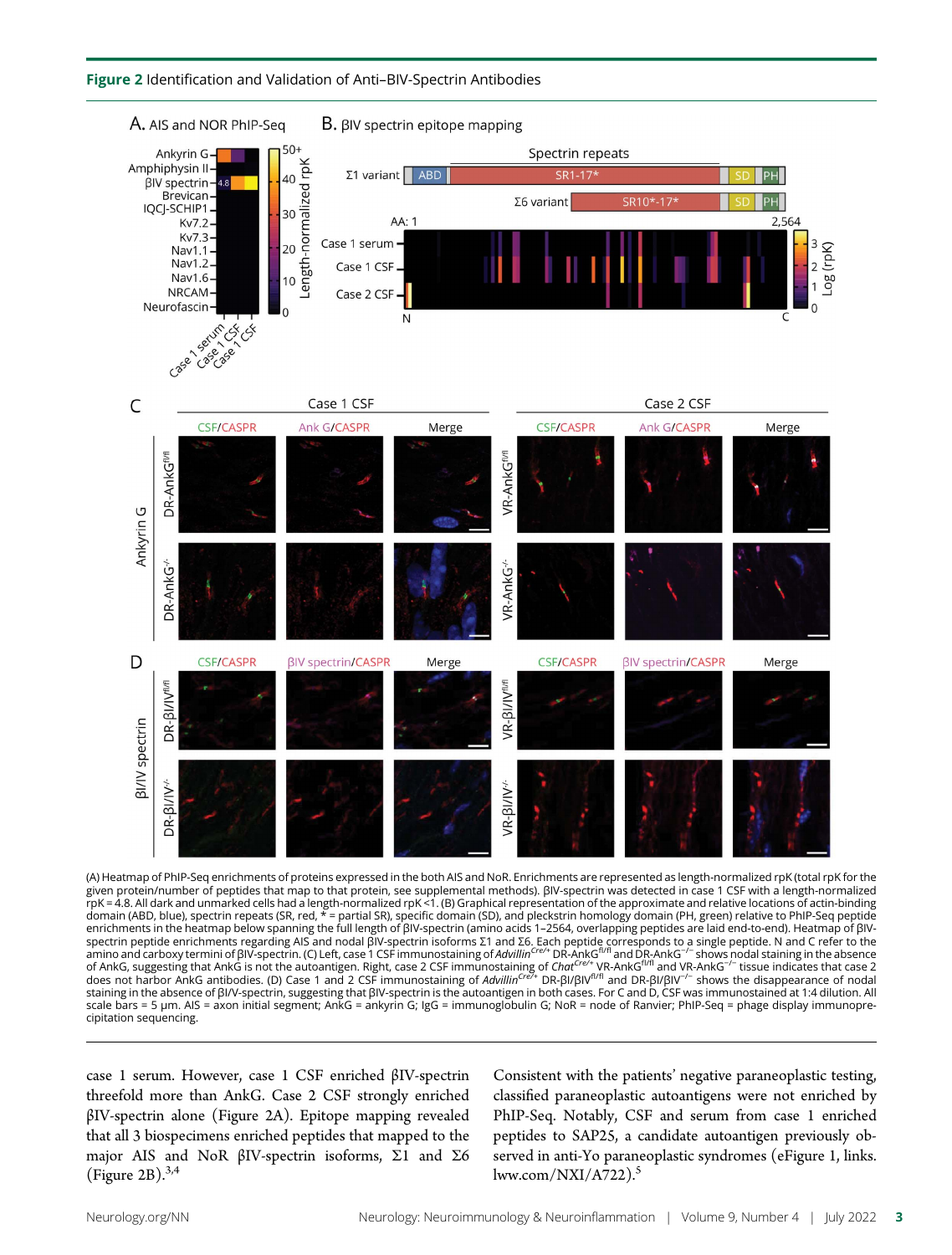**Figure 2** Identification and Validation of Anti–βIV-Spectrin Antibodies

(A) Heatmap of PhIP-Seq enrichments of proteins expressed in the both AIS and NoR. Enrichments are represented as length-normalized rpK (total rpK for the given protein/number of peptides that map to that protein, see supplemental methods). βIV-spectrin was detected in case 1 CSF with a length-normalized rpK = 4.8. All dark and unmarked cells had a length-normalized rpK <1. (B) Graphical representation of the approximate and relative locations of actin-binding domain (ABD, blue), spectrin repeats (SR, red, * = partial SR), specific domain (SD), and pleckstrin homology domain (PH, green) relative to PhIP-Seq peptide enrichments in the heatmap below spanning the full length of βIV-spectrin (amino acids 1–2564, overlapping peptides are laid end-to-end). Heatmap of βIV-spectrin peptide enrichments regarding AIS and nodal βIV-spectrin isoforms Σ1 and Σ6. Each peptide corresponds to a single peptide. N and C refer to the amino and carboxy termini of βIV-spectrin. (C) Left, case 1 CSF immunostaining of *Advillin*$^{Cre/+}$ DR-AnkG$^{fl/fl}$ and DR-AnkG$^{-/-}$ shows nodal staining in the absence of AnkG, suggesting that AnkG is not the autoantigen. Right, case 2 CSF immunostaining of *Chat*$^{Cre/+}$ VR-AnkG$^{fl/fl}$ and VR-AnkG$^{-/-}$ tissue indicates that case 2 does not harbor AnkG antibodies. (D) Case 1 and 2 CSF immunostaining of *Advillin*$^{Cre/+}$ DR-βI/βIV$^{fl/fl}$ and DR-βI/βIV$^{-/-}$ shows the disappearance of nodal staining in the absence of βI/V-spectrin, suggesting that βIV-spectrin is the autoantigen in both cases. For C and D, CSF was immunostained at 1:4 dilution. All scale bars = 5 μm. AIS = axon initial segment; AnkG = ankyrin G; IgG = immunoglobulin G; NoR = node of Ranvier; PhIP-Seq = phage display immunoprecipitation sequencing.

case 1 serum. However, case 1 CSF enriched βIV-spectrin threefold more than AnkG. Case 2 CSF strongly enriched βIV-spectrin alone (Figure 2A). Epitope mapping revealed that all 3 biospecimens enriched peptides that mapped to the major AIS and NoR βIV-spectrin isoforms, Σ1 and Σ6 (Figure 2B).[3,4]

Consistent with the patients' negative paraneoplastic testing, classified paraneoplastic autoantigens were not enriched by PhIP-Seq. Notably, CSF and serum from case 1 enriched peptides to SAP25, a candidate autoantigen previously observed in anti-Yo paraneoplastic syndromes (eFigure 1, links.lww.com/NXI/A722).[5]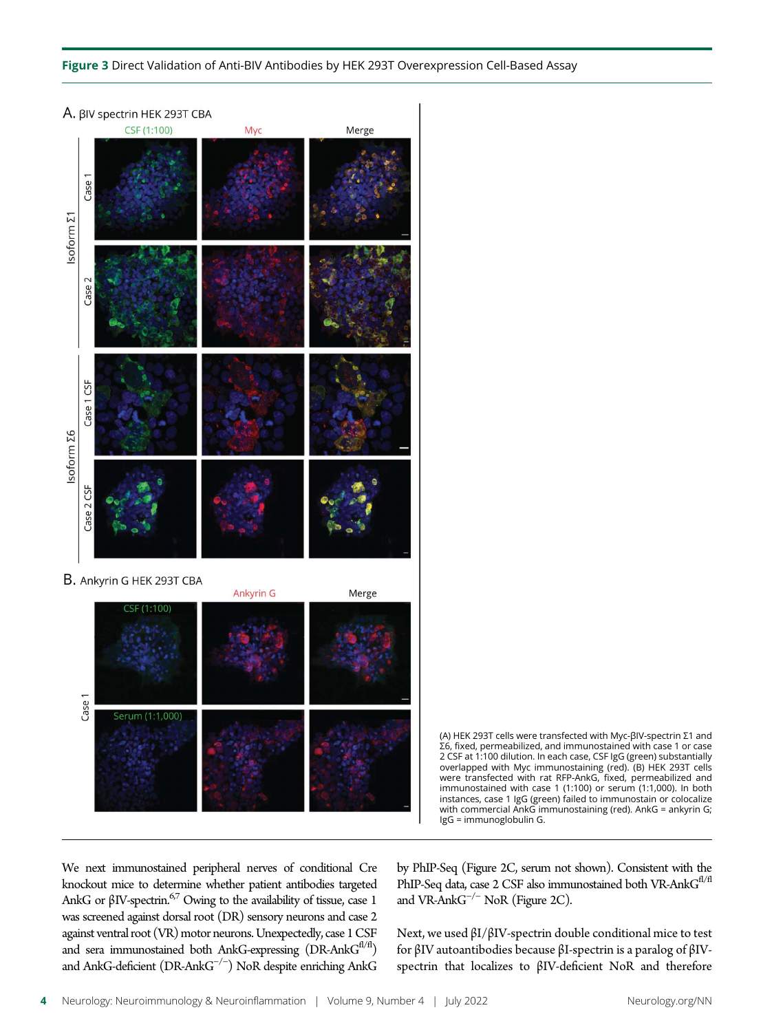**Figure 3** Direct Validation of Anti-BIV Antibodies by HEK 293T Overexpression Cell-Based Assay

(A) HEK 293T cells were transfected with Myc-βIV-spectrin Σ1 and Σ6, fixed, permeabilized, and immunostained with case 1 or case 2 CSF at 1:100 dilution. In each case, CSF IgG (green) substantially overlapped with Myc immunostaining (red). (B) HEK 293T cells were transfected with rat RFP-AnkG, fixed, permeabilized and immunostained with case 1 (1:100) or serum (1:1,000). In both instances, case 1 IgG (green) failed to immunostain or colocalize with commercial AnkG immunostaining (red). AnkG = ankyrin G; IgG = immunoglobulin G.

We next immunostained peripheral nerves of conditional Cre knockout mice to determine whether patient antibodies targeted AnkG or βIV-spectrin.[6,7] Owing to the availability of tissue, case 1 was screened against dorsal root (DR) sensory neurons and case 2 against ventral root (VR) motor neurons. Unexpectedly, case 1 CSF and sera immunostained both AnkG-expressing (DR-AnkG$^{fl/fl}$) and AnkG-deficient (DR-AnkG$^{-/-}$) NoR despite enriching AnkG by PhIP-Seq (Figure 2C, serum not shown). Consistent with the PhIP-Seq data, case 2 CSF also immunostained both VR-AnkG$^{fl/fl}$ and VR-AnkG$^{-/-}$ NoR (Figure 2C).

Next, we used βI/βIV-spectrin double conditional mice to test for βIV autoantibodies because βI-spectrin is a paralog of βIV-spectrin that localizes to βIV-deficient NoR and therefore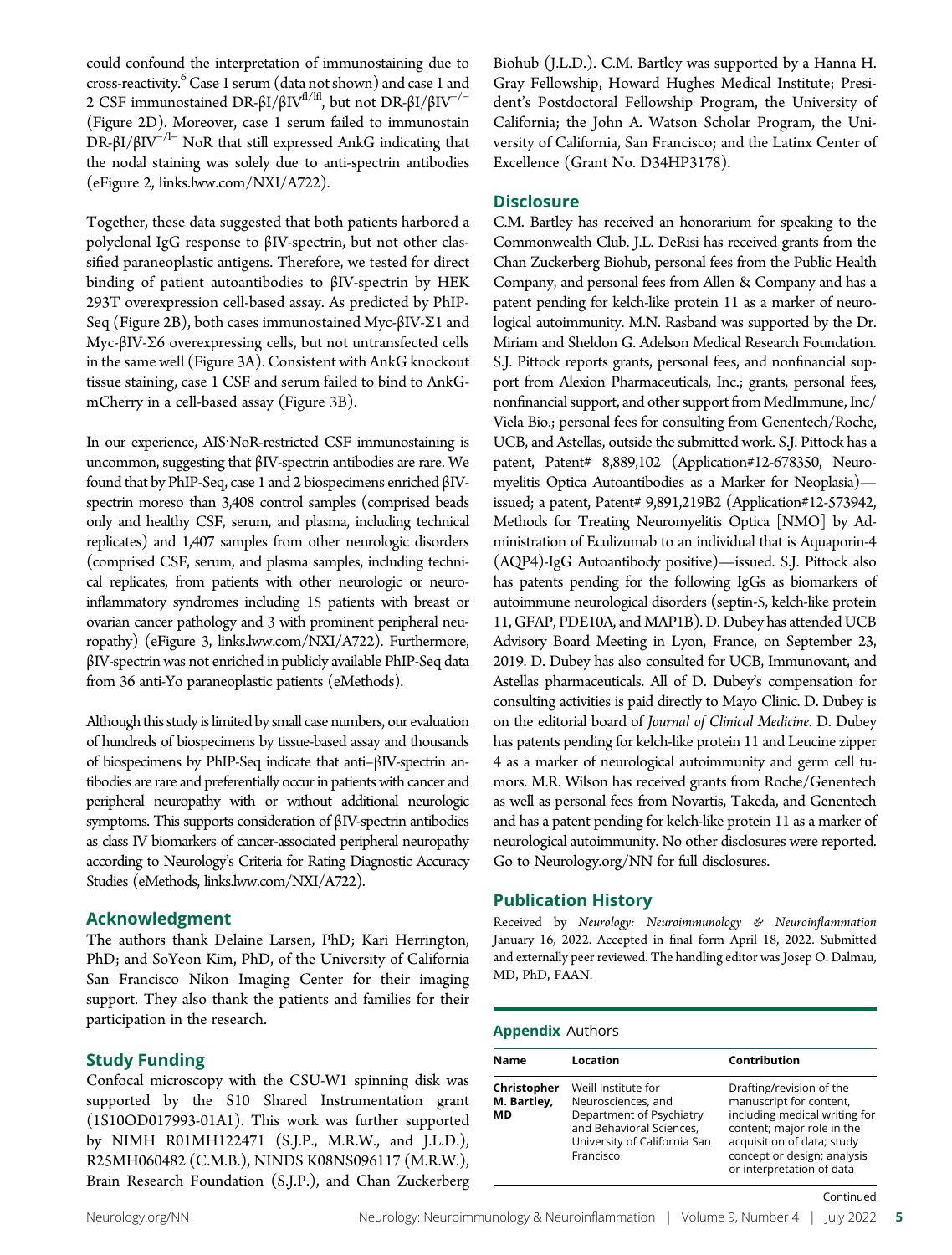could confound the interpretation of immunostaining due to cross-reactivity.[6] Case 1 serum (data not shown) and case 1 and 2 CSF immunostained DR-βI/βIV$^{fl/lfl}$, but not DR-βI/βIV$^{-/-}$ (Figure 2D). Moreover, case 1 serum failed to immunostain DR-βI/βIV$^{-/l-}$ NoR that still expressed AnkG indicating that the nodal staining was solely due to anti-spectrin antibodies (eFigure 2, links.lww.com/NXI/A722).

Together, these data suggested that both patients harbored a polyclonal IgG response to βIV-spectrin, but not other classified paraneoplastic antigens. Therefore, we tested for direct binding of patient autoantibodies to βIV-spectrin by HEK 293T overexpression cell-based assay. As predicted by PhIP-Seq (Figure 2B), both cases immunostained Myc-βIV-Σ1 and Myc-βIV-Σ6 overexpressing cells, but not untransfected cells in the same well (Figure 3A). Consistent with AnkG knockout tissue staining, case 1 CSF and serum failed to bind to AnkG-mCherry in a cell-based assay (Figure 3B).

In our experience, AIS·NoR-restricted CSF immunostaining is uncommon, suggesting that βIV-spectrin antibodies are rare. We found that by PhIP-Seq, case 1 and 2 biospecimens enriched βIV-spectrin moreso than 3,408 control samples (comprised beads only and healthy CSF, serum, and plasma, including technical replicates) and 1,407 samples from other neurologic disorders (comprised CSF, serum, and plasma samples, including technical replicates, from patients with other neurologic or neuroinflammatory syndromes including 15 patients with breast or ovarian cancer pathology and 3 with prominent peripheral neuropathy) (eFigure 3, links.lww.com/NXI/A722). Furthermore, βIV-spectrin was not enriched in publicly available PhIP-Seq data from 36 anti-Yo paraneoplastic patients (eMethods).

Although this study is limited by small case numbers, our evaluation of hundreds of biospecimens by tissue-based assay and thousands of biospecimens by PhIP-Seq indicate that anti–βIV-spectrin antibodies are rare and preferentially occur in patients with cancer and peripheral neuropathy with or without additional neurologic symptoms. This supports consideration of βIV-spectrin antibodies as class IV biomarkers of cancer-associated peripheral neuropathy according to Neurology's Criteria for Rating Diagnostic Accuracy Studies (eMethods, links.lww.com/NXI/A722).

## Acknowledgment

The authors thank Delaine Larsen, PhD; Kari Herrington, PhD; and SoYeon Kim, PhD, of the University of California San Francisco Nikon Imaging Center for their imaging support. They also thank the patients and families for their participation in the research.

## Study Funding

Confocal microscopy with the CSU-W1 spinning disk was supported by the S10 Shared Instrumentation grant (1S10OD017993-01A1). This work was further supported by NIMH R01MH122471 (S.J.P., M.R.W., and J.L.D.), R25MH060482 (C.M.B.), NINDS K08NS096117 (M.R.W.), Brain Research Foundation (S.J.P.), and Chan Zuckerberg Biohub (J.L.D.). C.M. Bartley was supported by a Hanna H. Gray Fellowship, Howard Hughes Medical Institute; President's Postdoctoral Fellowship Program, the University of California; the John A. Watson Scholar Program, the University of California, San Francisco; and the Latinx Center of Excellence (Grant No. D34HP3178).

## Disclosure

C.M. Bartley has received an honorarium for speaking to the Commonwealth Club. J.L. DeRisi has received grants from the Chan Zuckerberg Biohub, personal fees from the Public Health Company, and personal fees from Allen & Company and has a patent pending for kelch-like protein 11 as a marker of neurological autoimmunity. M.N. Rasband was supported by the Dr. Miriam and Sheldon G. Adelson Medical Research Foundation. S.J. Pittock reports grants, personal fees, and nonfinancial support from Alexion Pharmaceuticals, Inc.; grants, personal fees, nonfinancial support, and other support from MedImmune, Inc/Viela Bio.; personal fees for consulting from Genentech/Roche, UCB, and Astellas, outside the submitted work. S.J. Pittock has a patent, Patent# 8,889,102 (Application#12-678350, Neuromyelitis Optica Autoantibodies as a Marker for Neoplasia)—issued; a patent, Patent# 9,891,219B2 (Application#12-573942, Methods for Treating Neuromyelitis Optica [NMO] by Administration of Eculizumab to an individual that is Aquaporin-4 (AQP4)-IgG Autoantibody positive)—issued. S.J. Pittock also has patents pending for the following IgGs as biomarkers of autoimmune neurological disorders (septin-5, kelch-like protein 11, GFAP, PDE10A, and MAP1B). D. Dubey has attended UCB Advisory Board Meeting in Lyon, France, on September 23, 2019. D. Dubey has also consulted for UCB, Immunovant, and Astellas pharmaceuticals. All of D. Dubey's compensation for consulting activities is paid directly to Mayo Clinic. D. Dubey is on the editorial board of *Journal of Clinical Medicine*. D. Dubey has patents pending for kelch-like protein 11 and Leucine zipper 4 as a marker of neurological autoimmunity and germ cell tumors. M.R. Wilson has received grants from Roche/Genentech as well as personal fees from Novartis, Takeda, and Genentech and has a patent pending for kelch-like protein 11 as a marker of neurological autoimmunity. No other disclosures were reported. Go to Neurology.org/NN for full disclosures.

## Publication History

Received by *Neurology: Neuroimmunology & Neuroinflammation* January 16, 2022. Accepted in final form April 18, 2022. Submitted and externally peer reviewed. The handling editor was Josep O. Dalmau, MD, PhD, FAAN.

**Appendix** Authors

| Name | Location | Contribution |
| --- | --- | --- |
| **Christopher M. Bartley, MD** | Weill Institute for Neurosciences, and Department of Psychiatry and Behavioral Sciences, University of California San Francisco | Drafting/revision of the manuscript for content, including medical writing for content; major role in the acquisition of data; study concept or design; analysis or interpretation of data |

Continued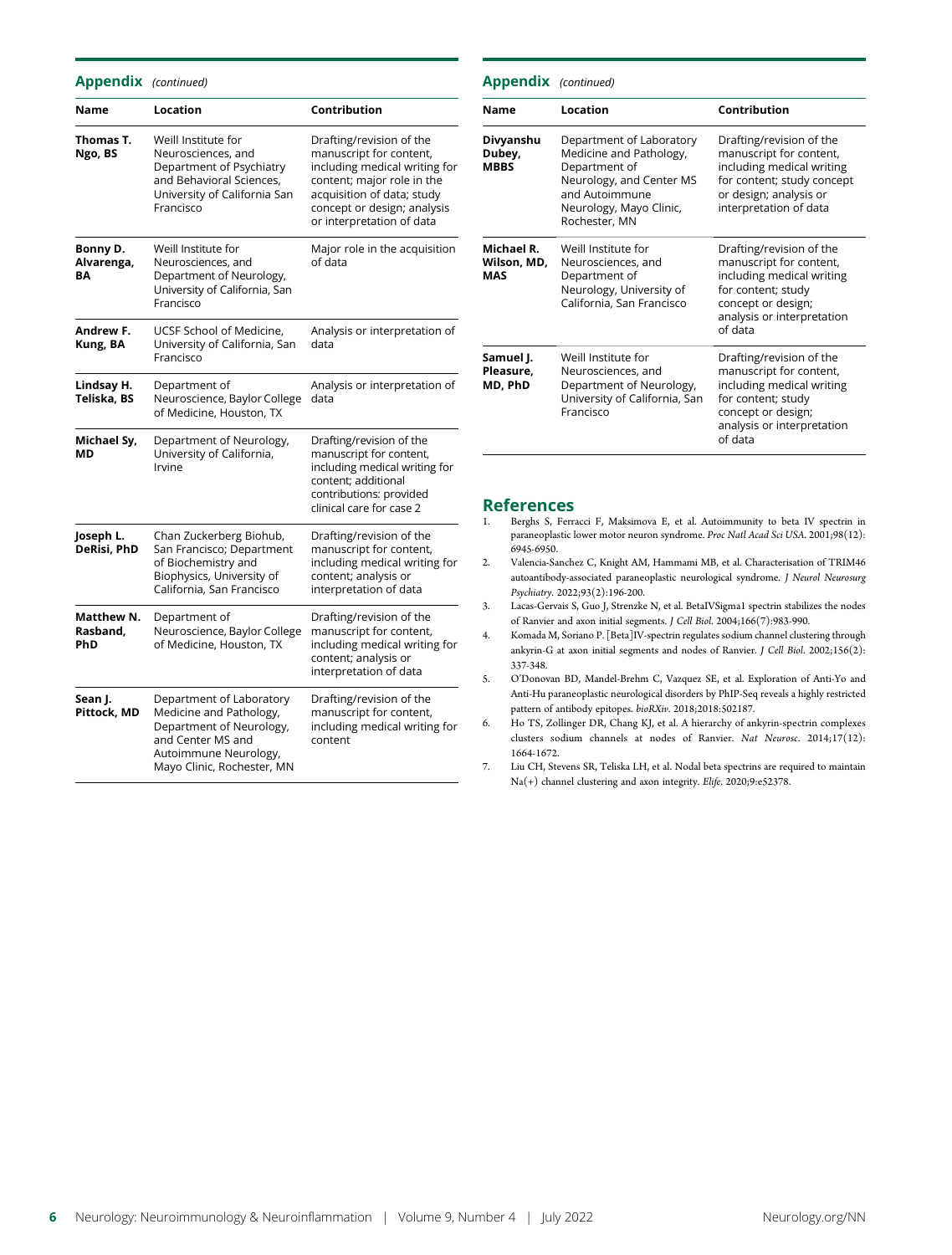## Appendix *(continued)*

| Name | Location | Contribution |
|---|---|---|
| **Thomas T. Ngo, BS** | Weill Institute for Neurosciences, and Department of Psychiatry and Behavioral Sciences, University of California San Francisco | Drafting/revision of the manuscript for content, including medical writing for content; major role in the acquisition of data; study concept or design; analysis or interpretation of data |
| **Bonny D. Alvarenga, BA** | Weill Institute for Neurosciences, and Department of Neurology, University of California, San Francisco | Major role in the acquisition of data |
| **Andrew F. Kung, BA** | UCSF School of Medicine, University of California, San Francisco | Analysis or interpretation of data |
| **Lindsay H. Teliska, BS** | Department of Neuroscience, Baylor College of Medicine, Houston, TX | Analysis or interpretation of data |
| **Michael Sy, MD** | Department of Neurology, University of California, Irvine | Drafting/revision of the manuscript for content, including medical writing for content; additional contributions: provided clinical care for case 2 |
| **Joseph L. DeRisi, PhD** | Chan Zuckerberg Biohub, San Francisco; Department of Biochemistry and Biophysics, University of California, San Francisco | Drafting/revision of the manuscript for content, including medical writing for content; analysis or interpretation of data |
| **Matthew N. Rasband, PhD** | Department of Neuroscience, Baylor College of Medicine, Houston, TX | Drafting/revision of the manuscript for content, including medical writing for content; analysis or interpretation of data |
| **Sean J. Pittock, MD** | Department of Laboratory Medicine and Pathology, Department of Neurology, and Center MS and Autoimmune Neurology, Mayo Clinic, Rochester, MN | Drafting/revision of the manuscript for content, including medical writing for content |
| **Divyanshu Dubey, MBBS** | Department of Laboratory Medicine and Pathology, Department of Neurology, and Center MS and Autoimmune Neurology, Mayo Clinic, Rochester, MN | Drafting/revision of the manuscript for content, including medical writing for content; study concept or design; analysis or interpretation of data |
| **Michael R. Wilson, MD, MAS** | Weill Institute for Neurosciences, and Department of Neurology, University of California, San Francisco | Drafting/revision of the manuscript for content, including medical writing for content; study concept or design; analysis or interpretation of data |
| **Samuel J. Pleasure, MD, PhD** | Weill Institute for Neurosciences, and Department of Neurology, University of California, San Francisco | Drafting/revision of the manuscript for content, including medical writing for content; study concept or design; analysis or interpretation of data |

## References

1. Berghs S, Ferracci F, Maksimova E, et al. Autoimmunity to beta IV spectrin in paraneoplastic lower motor neuron syndrome. *Proc Natl Acad Sci USA*. 2001;98(12):6945-6950.
2. Valencia-Sanchez C, Knight AM, Hammami MB, et al. Characterisation of TRIM46 autoantibody-associated paraneoplastic neurological syndrome. *J Neurol Neurosurg Psychiatry*. 2022;93(2):196-200.
3. Lacas-Gervais S, Guo J, Strenzke N, et al. BetaIVSigma1 spectrin stabilizes the nodes of Ranvier and axon initial segments. *J Cell Biol*. 2004;166(7):983-990.
4. Komada M, Soriano P. [Beta]IV-spectrin regulates sodium channel clustering through ankyrin-G at axon initial segments and nodes of Ranvier. *J Cell Biol*. 2002;156(2):337-348.
5. O'Donovan BD, Mandel-Brehm C, Vazquez SE, et al. Exploration of Anti-Yo and Anti-Hu paraneoplastic neurological disorders by PhIP-Seq reveals a highly restricted pattern of antibody epitopes. *bioRXiv*. 2018;2018:502187.
6. Ho TS, Zollinger DR, Chang KJ, et al. A hierarchy of ankyrin-spectrin complexes clusters sodium channels at nodes of Ranvier. *Nat Neurosc*. 2014;17(12):1664-1672.
7. Liu CH, Stevens SR, Teliska LH, et al. Nodal beta spectrins are required to maintain Na(+) channel clustering and axon integrity. *Elife*. 2020;9:e52378.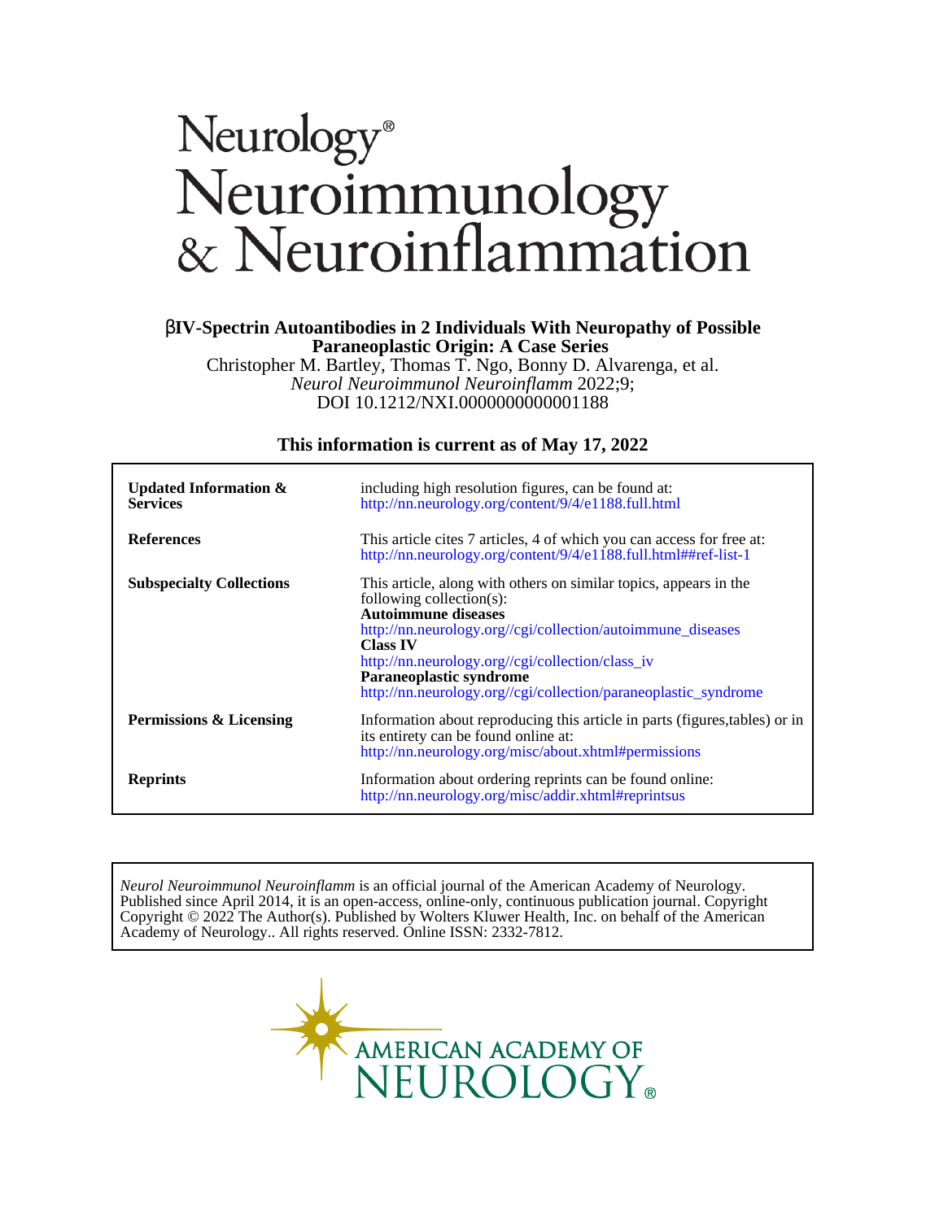# Neurology® Neuroimmunology & Neuroinflammation

**βIV-Spectrin Autoantibodies in 2 Individuals With Neuropathy of Possible Paraneoplastic Origin: A Case Series**

Christopher M. Bartley, Thomas T. Ngo, Bonny D. Alvarenga, et al.

*Neurol Neuroimmunol Neuroinflamm* 2022;9;

DOI 10.1212/NXI.0000000000001188

**This information is current as of May 17, 2022**

| | |
|---|---|
| **Updated Information & Services** | including high resolution figures, can be found at: http://nn.neurology.org/content/9/4/e1188.full.html |
| **References** | This article cites 7 articles, 4 of which you can access for free at: http://nn.neurology.org/content/9/4/e1188.full.html##ref-list-1 |
| **Subspecialty Collections** | This article, along with others on similar topics, appears in the following collection(s): **Autoimmune diseases** http://nn.neurology.org//cgi/collection/autoimmune_diseases **Class IV** http://nn.neurology.org//cgi/collection/class_iv **Paraneoplastic syndrome** http://nn.neurology.org//cgi/collection/paraneoplastic_syndrome |
| **Permissions & Licensing** | Information about reproducing this article in parts (figures,tables) or in its entirety can be found online at: http://nn.neurology.org/misc/about.xhtml#permissions |
| **Reprints** | Information about ordering reprints can be found online: http://nn.neurology.org/misc/addir.xhtml#reprintsus |

*Neurol Neuroimmunol Neuroinflamm* is an official journal of the American Academy of Neurology. Published since April 2014, it is an open-access, online-only, continuous publication journal. Copyright Copyright © 2022 The Author(s). Published by Wolters Kluwer Health, Inc. on behalf of the American Academy of Neurology.. All rights reserved. Online ISSN: 2332-7812.

AMERICAN ACADEMY OF NEUROLOGY®